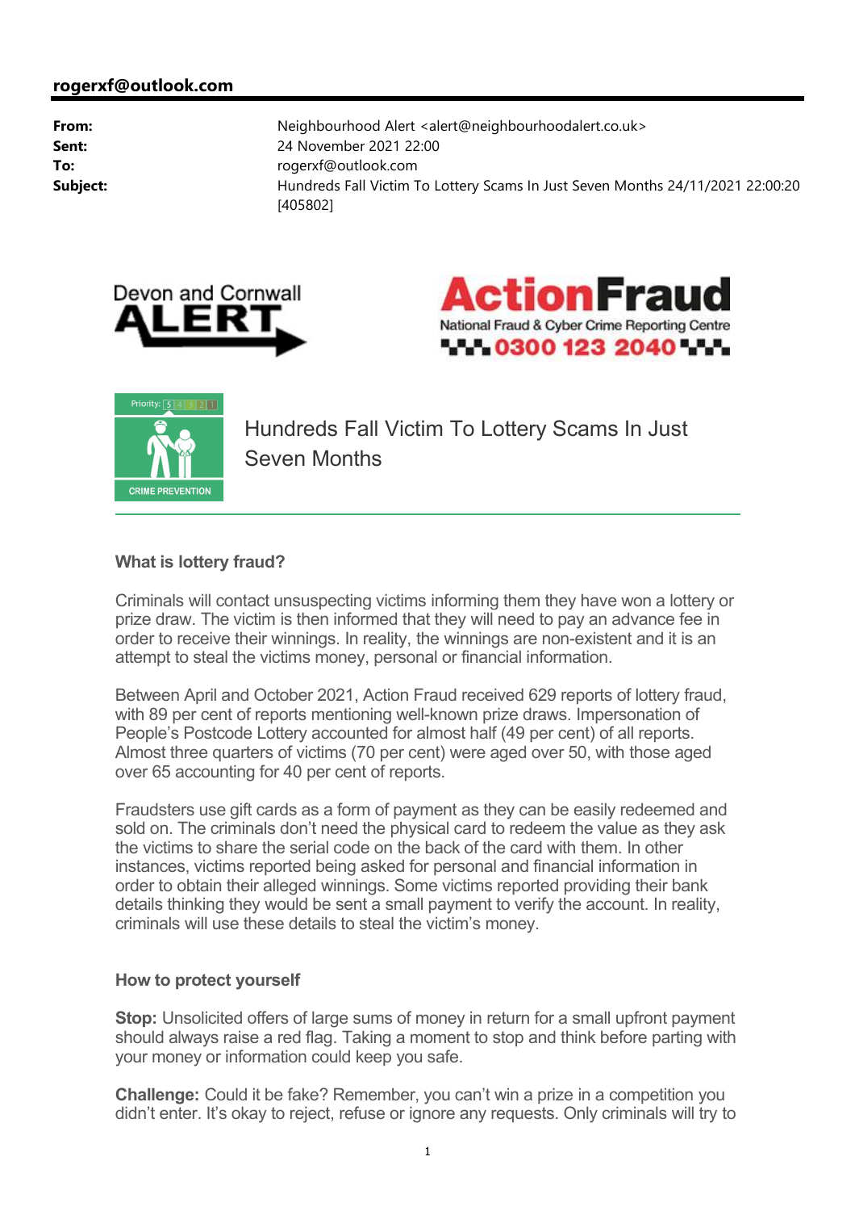**rogerxf@outlook.com**

| | |
|---|---|
| **From:** | Neighbourhood Alert <alert@neighbourhoodalert.co.uk> |
| **Sent:** | 24 November 2021 22:00 |
| **To:** | rogerxf@outlook.com |
| **Subject:** | Hundreds Fall Victim To Lottery Scams In Just Seven Months 24/11/2021 22:00:20 [405802] |

Devon and Cornwall ALERT

ActionFraud
National Fraud & Cyber Crime Reporting Centre
0300 123 2040

Priority: 5 4 3 2 1

CRIME PREVENTION

# Hundreds Fall Victim To Lottery Scams In Just Seven Months

### What is lottery fraud?

Criminals will contact unsuspecting victims informing them they have won a lottery or prize draw. The victim is then informed that they will need to pay an advance fee in order to receive their winnings. In reality, the winnings are non-existent and it is an attempt to steal the victims money, personal or financial information.

Between April and October 2021, Action Fraud received 629 reports of lottery fraud, with 89 per cent of reports mentioning well-known prize draws. Impersonation of People's Postcode Lottery accounted for almost half (49 per cent) of all reports. Almost three quarters of victims (70 per cent) were aged over 50, with those aged over 65 accounting for 40 per cent of reports.

Fraudsters use gift cards as a form of payment as they can be easily redeemed and sold on. The criminals don't need the physical card to redeem the value as they ask the victims to share the serial code on the back of the card with them. In other instances, victims reported being asked for personal and financial information in order to obtain their alleged winnings. Some victims reported providing their bank details thinking they would be sent a small payment to verify the account. In reality, criminals will use these details to steal the victim's money.

### How to protect yourself

**Stop:** Unsolicited offers of large sums of money in return for a small upfront payment should always raise a red flag. Taking a moment to stop and think before parting with your money or information could keep you safe.

**Challenge:** Could it be fake? Remember, you can't win a prize in a competition you didn't enter. It's okay to reject, refuse or ignore any requests. Only criminals will try to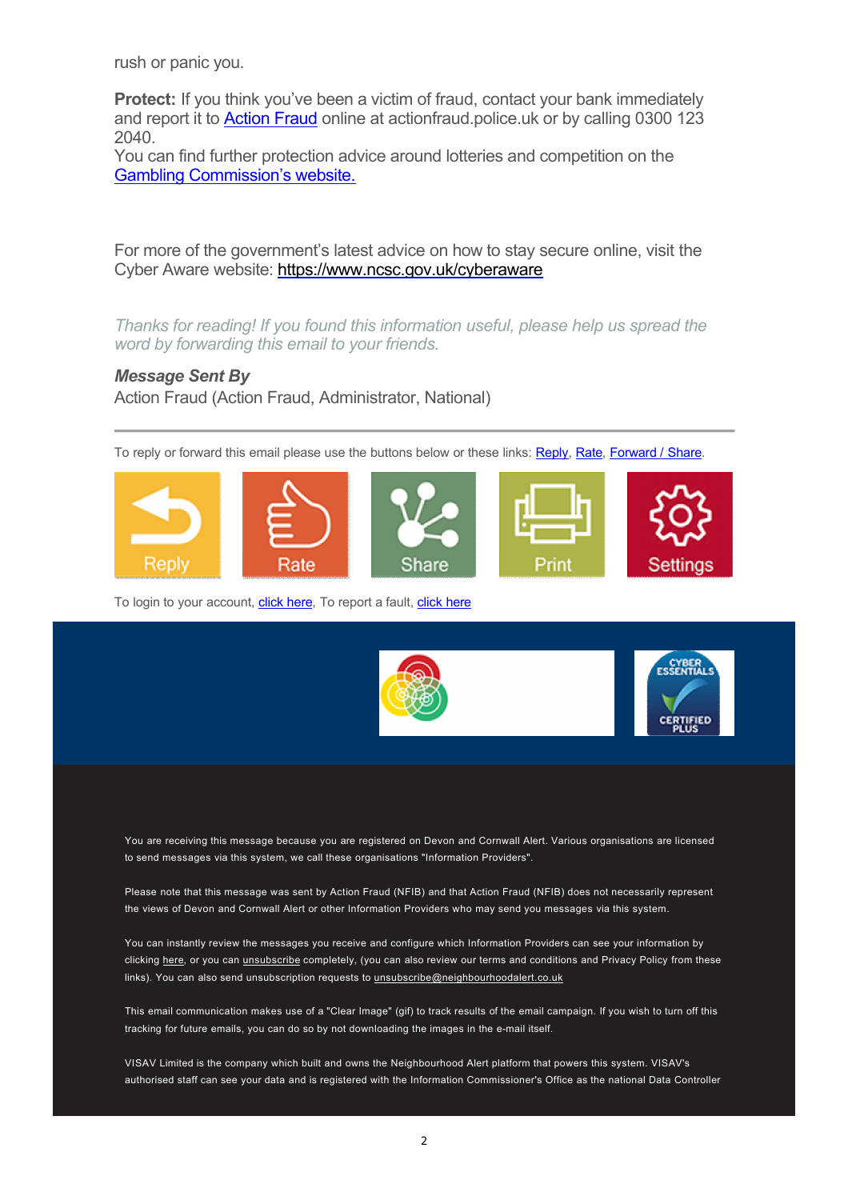rush or panic you.

**Protect:** If you think you've been a victim of fraud, contact your bank immediately and report it to Action Fraud online at actionfraud.police.uk or by calling 0300 123 2040.
You can find further protection advice around lotteries and competition on the Gambling Commission's website.

For more of the government's latest advice on how to stay secure online, visit the Cyber Aware website: https://www.ncsc.gov.uk/cyberaware

*Thanks for reading! If you found this information useful, please help us spread the word by forwarding this email to your friends.*

***Message Sent By***
Action Fraud (Action Fraud, Administrator, National)

---

To reply or forward this email please use the buttons below or these links: Reply, Rate, Forward / Share.

Reply Rate Share Print Settings

To login to your account, click here, To report a fault, click here

You are receiving this message because you are registered on Devon and Cornwall Alert. Various organisations are licensed to send messages via this system, we call these organisations "Information Providers".

Please note that this message was sent by Action Fraud (NFIB) and that Action Fraud (NFIB) does not necessarily represent the views of Devon and Cornwall Alert or other Information Providers who may send you messages via this system.

You can instantly review the messages you receive and configure which Information Providers can see your information by clicking here, or you can unsubscribe completely, (you can also review our terms and conditions and Privacy Policy from these links). You can also send unsubscription requests to unsubscribe@neighbourhoodalert.co.uk

This email communication makes use of a "Clear Image" (gif) to track results of the email campaign. If you wish to turn off this tracking for future emails, you can do so by not downloading the images in the e-mail itself.

VISAV Limited is the company which built and owns the Neighbourhood Alert platform that powers this system. VISAV's authorised staff can see your data and is registered with the Information Commissioner's Office as the national Data Controller